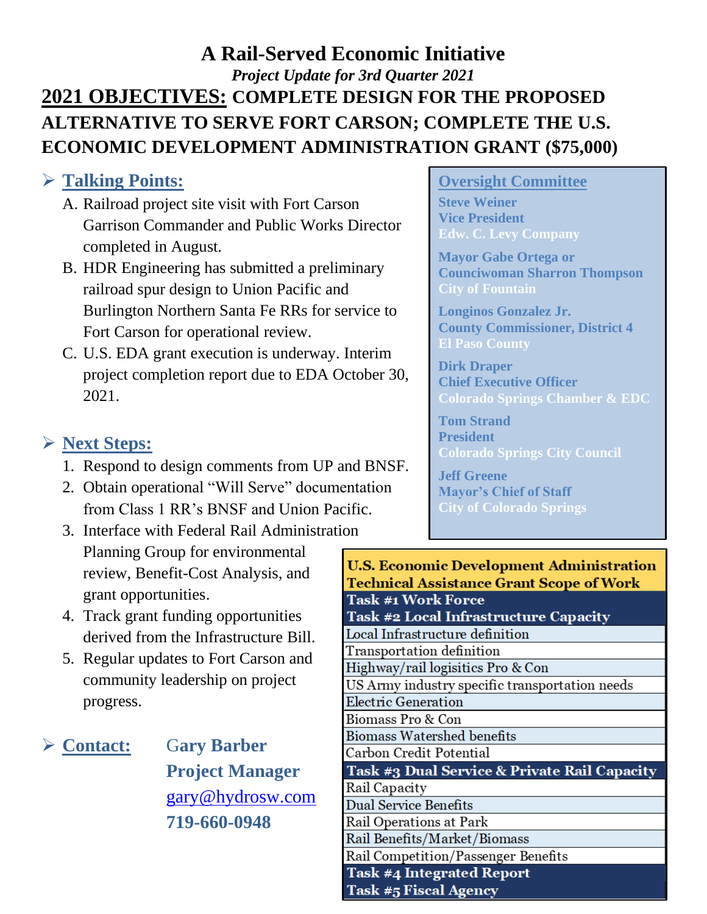# A Rail-Served Economic Initiative

*Project Update for 3rd Quarter 2021*

## 2021 OBJECTIVES: COMPLETE DESIGN FOR THE PROPOSED ALTERNATIVE TO SERVE FORT CARSON; COMPLETE THE U.S. ECONOMIC DEVELOPMENT ADMINISTRATION GRANT ($75,000)

### Talking Points:

A. Railroad project site visit with Fort Carson Garrison Commander and Public Works Director completed in August.

B. HDR Engineering has submitted a preliminary railroad spur design to Union Pacific and Burlington Northern Santa Fe RRs for service to Fort Carson for operational review.

C. U.S. EDA grant execution is underway. Interim project completion report due to EDA October 30, 2021.

### Next Steps:

1. Respond to design comments from UP and BNSF.
2. Obtain operational "Will Serve" documentation from Class 1 RR's BNSF and Union Pacific.
3. Interface with Federal Rail Administration Planning Group for environmental review, Benefit-Cost Analysis, and grant opportunities.
4. Track grant funding opportunities derived from the Infrastructure Bill.
5. Regular updates to Fort Carson and community leadership on project progress.

### Contact:

**Gary Barber**
**Project Manager**
gary@hydrosw.com
**719-660-0948**

### Oversight Committee

**Steve Weiner**
**Vice President**
**Edw. C. Levy Company**

**Mayor Gabe Ortega or**
**Councilwoman Sharron Thompson**
**City of Fountain**

**Longinos Gonzalez Jr.**
**County Commissioner, District 4**
**El Paso County**

**Dirk Draper**
**Chief Executive Officer**
**Colorado Springs Chamber & EDC**

**Tom Strand**
**President**
**Colorado Springs City Council**

**Jeff Greene**
**Mayor's Chief of Staff**
**City of Colorado Springs**

| U.S. Economic Development Administration Technical Assistance Grant Scope of Work |
|---|
| **Task #1 Work Force** |
| **Task #2 Local Infrastructure Capacity** |
| Local Infrastructure definition |
| Transportation definition |
| Highway/rail logisitics Pro & Con |
| US Army industry specific transportation needs |
| Electric Generation |
| Biomass Pro & Con |
| Biomass Watershed benefits |
| Carbon Credit Potential |
| **Task #3 Dual Service & Private Rail Capacity** |
| Rail Capacity |
| Dual Service Benefits |
| Rail Operations at Park |
| Rail Benefits/Market/Biomass |
| Rail Competition/Passenger Benefits |
| **Task #4 Integrated Report** |
| **Task #5 Fiscal Agency** |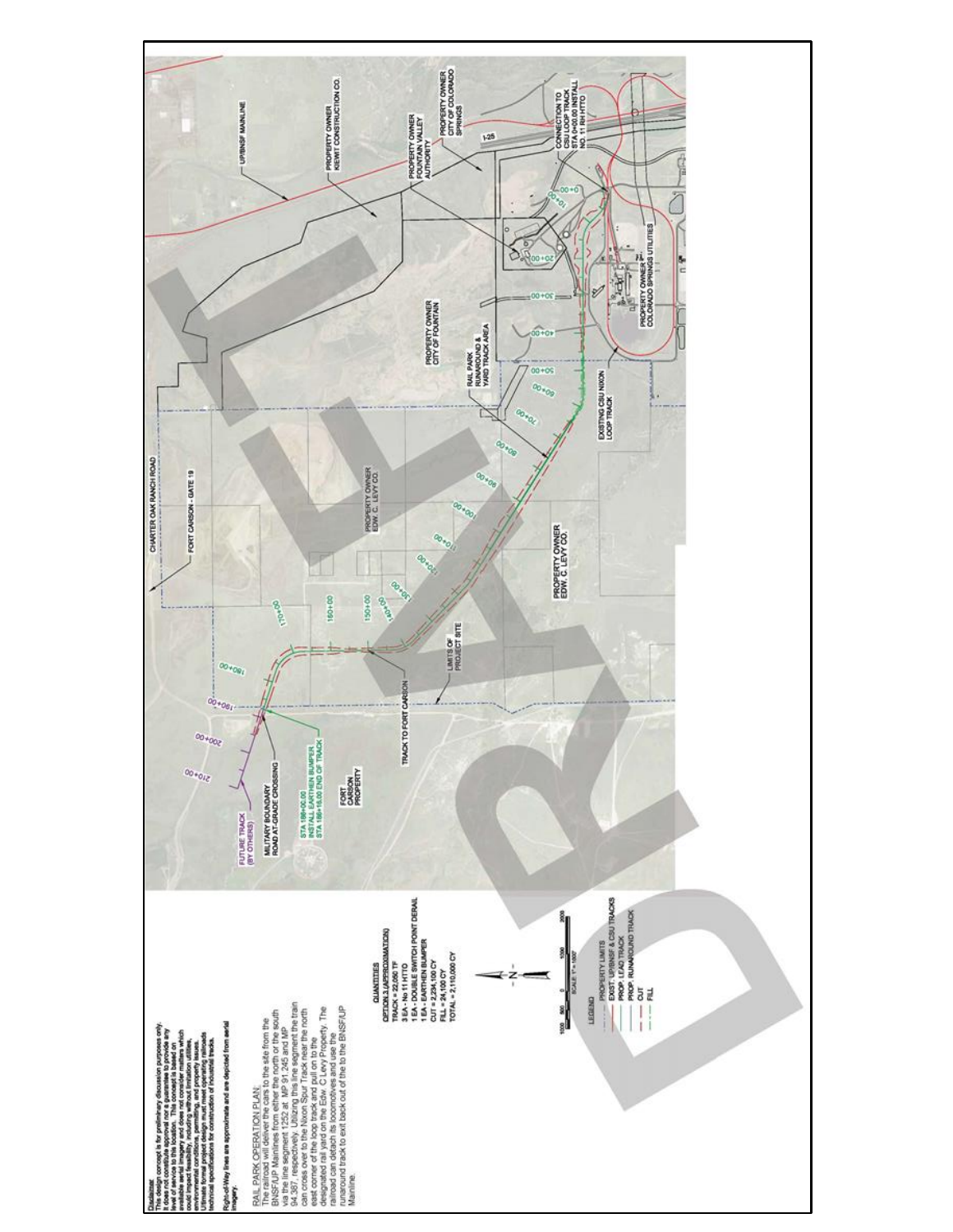Disclaimer:
This design concept is for preliminary discussion purposes only. It does not constitute approval nor a guarantee to provide any level of service to this location. This concept is based on available aerial imagery and does not consider matters which could impact feasibility, including without limitation utilities, environmental conditions, permitting, and property issues. Ultimate formal project design must meet operating railroads technical specifications for construction of industrial tracks.

Right-of-Way lines are approximate and are depicted from aerial imagery.

RAIL PARK OPERATION PLAN:
The railroad will deliver the cars to the site from the BNSF/UP Mainlines from either the north or the south via the line segment 1252 at MP 91.245 and MP 94.387, respectively. Utilizing this line segment the train can cross over to the Nixon Spur Track near the north east corner of the loop track and pull on to the designated rail yard on the Edw. C Levy Property. The railroad can detach its locomotives and use the runaround track to exit back out of the to the BNSF/UP Mainline.

QUANTITIES
OPTION 3 (APPROXIMATION)
TRACK = 22,050 TF
3 EA - No 11 HTTO
1 EA - DOUBLE SWITCH POINT DERAIL
1 EA - EARTHEN BUMPER
CUT = 2,234,100 CY
FILL = 24,100 CY
TOTAL = 2,110,000 CY

N

1000 500 0 1000 2000
SCALE: 1" = 1000'

LEGEND
PROPERTY LIMITS
EXIST. UP/BNSF & CSU TRACKS
PROP. LEAD TRACK
PROP. RUNAROUND TRACK
CUT
FILL

UP/BNSF MAINLINE
PROPERTY OWNER KIEWIT CONSTRUCTION CO.
PROPERTY OWNER FOUNTAIN VALLEY AUTHORITY
PROPERTY OWNER CITY OF COLORADO SPRINGS
I-25
CONNECTION TO CSU LOOP TRACK STA 0+00.00 INSTALL NO. 11 RH HTTO
PROPERTY OWNER COLORADO SPRINGS UTILITIES
PROPERTY OWNER CITY OF FOUNTAIN
RAIL PARK RUNAROUND & YARD TRACK AREA
EXISTING CSU NIXON LOOP TRACK
CHARTER OAK RANCH ROAD
FORT CARSON - GATE 19
PROPERTY OWNER EDW. C. LEVY CO.
PROPERTY OWNER EDW. C. LEVY CO.
LIMITS OF PROJECT SITE
TRACK TO FORT CARSON
FUTURE TRACK (BY OTHERS)
MILITARY BOUNDARY ROAD AT-GRADE CROSSING
STA 186+00.00 INSTALL EARTHEN BUMPER STA 186+15.00 END OF TRACK
FORT CARSON PROPERTY

0+00
10+00
20+00
30+00
40+00
50+00
60+00
70+00
80+00
90+00
100+00
110+00
120+00
130+00
140+00
150+00
160+00
170+00
180+00
190+00
200+00
210+00

DRAFT